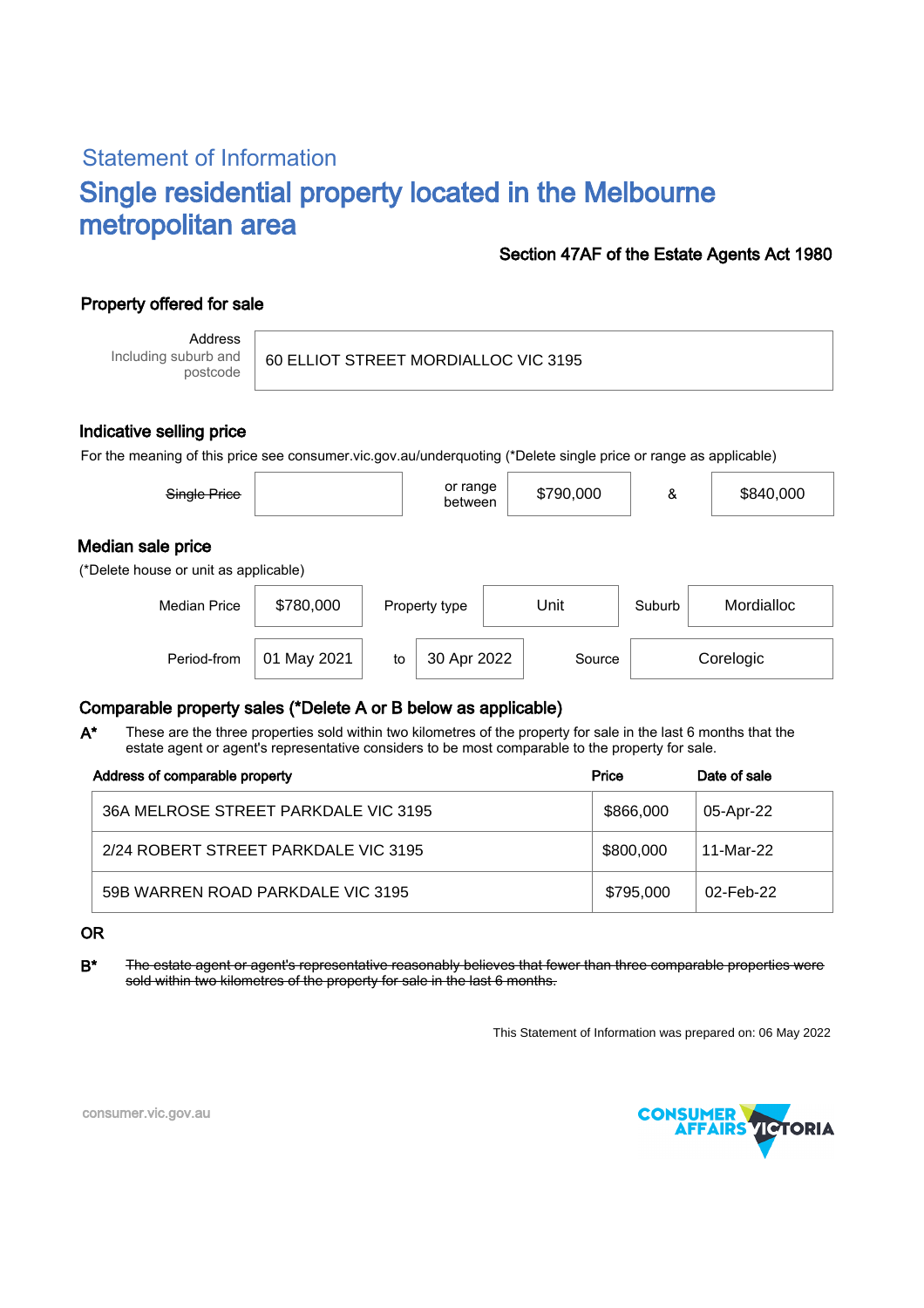## Statement of Information

# Single residential property located in the Melbourne metropolitan area

**Section 47AF of the Estate Agents Act 1980**

### Property offered for sale

| Address Including suburb and postcode | 60 ELLIOT STREET MORDIALLOC VIC 3195 |
|---|---|

### Indicative selling price

For the meaning of this price see consumer.vic.gov.au/underquoting (*Delete single price or range as applicable)

| ~~Single Price~~ | | or range between | $790,000 | & | $840,000 |
|---|---|---|---|---|---|

### Median sale price

(*Delete house or unit as applicable)

| Median Price | $780,000 | Property type | Unit | Suburb | Mordialloc |
|---|---|---|---|---|---|
| Period-from | 01 May 2021 | to | 30 Apr 2022 | Source | Corelogic |

### Comparable property sales (*Delete A or B below as applicable)

**A*** These are the three properties sold within two kilometres of the property for sale in the last 6 months that the estate agent or agent's representative considers to be most comparable to the property for sale.

| Address of comparable property | Price | Date of sale |
|---|---|---|
| 36A MELROSE STREET PARKDALE VIC 3195 | $866,000 | 05-Apr-22 |
| 2/24 ROBERT STREET PARKDALE VIC 3195 | $800,000 | 11-Mar-22 |
| 59B WARREN ROAD PARKDALE VIC 3195 | $795,000 | 02-Feb-22 |

**OR**

**B*** ~~The estate agent or agent's representative reasonably believes that fewer than three comparable properties were sold within two kilometres of the property for sale in the last 6 months.~~

This Statement of Information was prepared on: 06 May 2022

consumer.vic.gov.au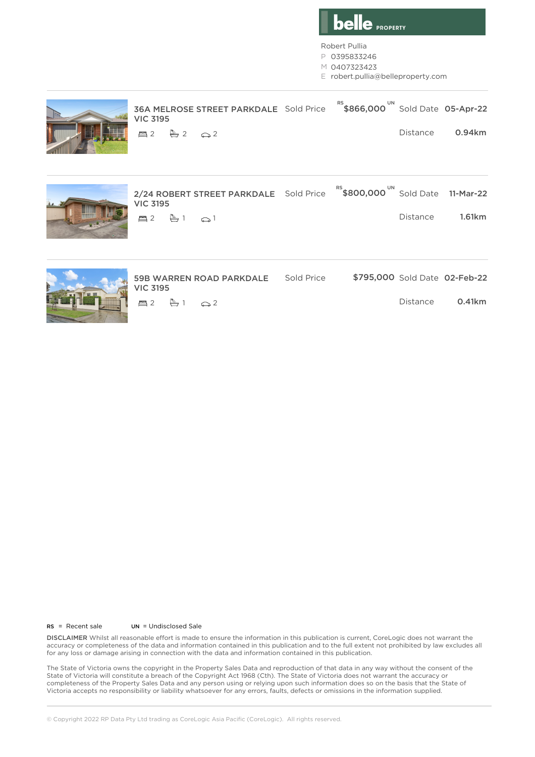belle PROPERTY

Robert Pullia
P 0395833246
M 0407323423
E robert.pullia@belleproperty.com

| | | | |
|---|---|---|---|
| **36A MELROSE STREET PARKDALE VIC 3195** | Sold Price | RS $866,000 UN | Sold Date **05-Apr-22** |
| 2 bed, 2 bath, 2 car | | | Distance **0.94km** |
| **2/24 ROBERT STREET PARKDALE VIC 3195** | Sold Price | RS $800,000 UN | Sold Date **11-Mar-22** |
| 2 bed, 1 bath, 1 car | | | Distance **1.61km** |
| **59B WARREN ROAD PARKDALE VIC 3195** | Sold Price | $795,000 | Sold Date **02-Feb-22** |
| 2 bed, 1 bath, 2 car | | | Distance **0.41km** |

**RS** = Recent sale **UN** = Undisclosed Sale

**DISCLAIMER** Whilst all reasonable effort is made to ensure the information in this publication is current, CoreLogic does not warrant the accuracy or completeness of the data and information contained in this publication and to the full extent not prohibited by law excludes all for any loss or damage arising in connection with the data and information contained in this publication.

The State of Victoria owns the copyright in the Property Sales Data and reproduction of that data in any way without the consent of the State of Victoria will constitute a breach of the Copyright Act 1968 (Cth). The State of Victoria does not warrant the accuracy or completeness of the Property Sales Data and any person using or relying upon such information does so on the basis that the State of Victoria accepts no responsibility or liability whatsoever for any errors, faults, defects or omissions in the information supplied.

© Copyright 2022 RP Data Pty Ltd trading as CoreLogic Asia Pacific (CoreLogic). All rights reserved.